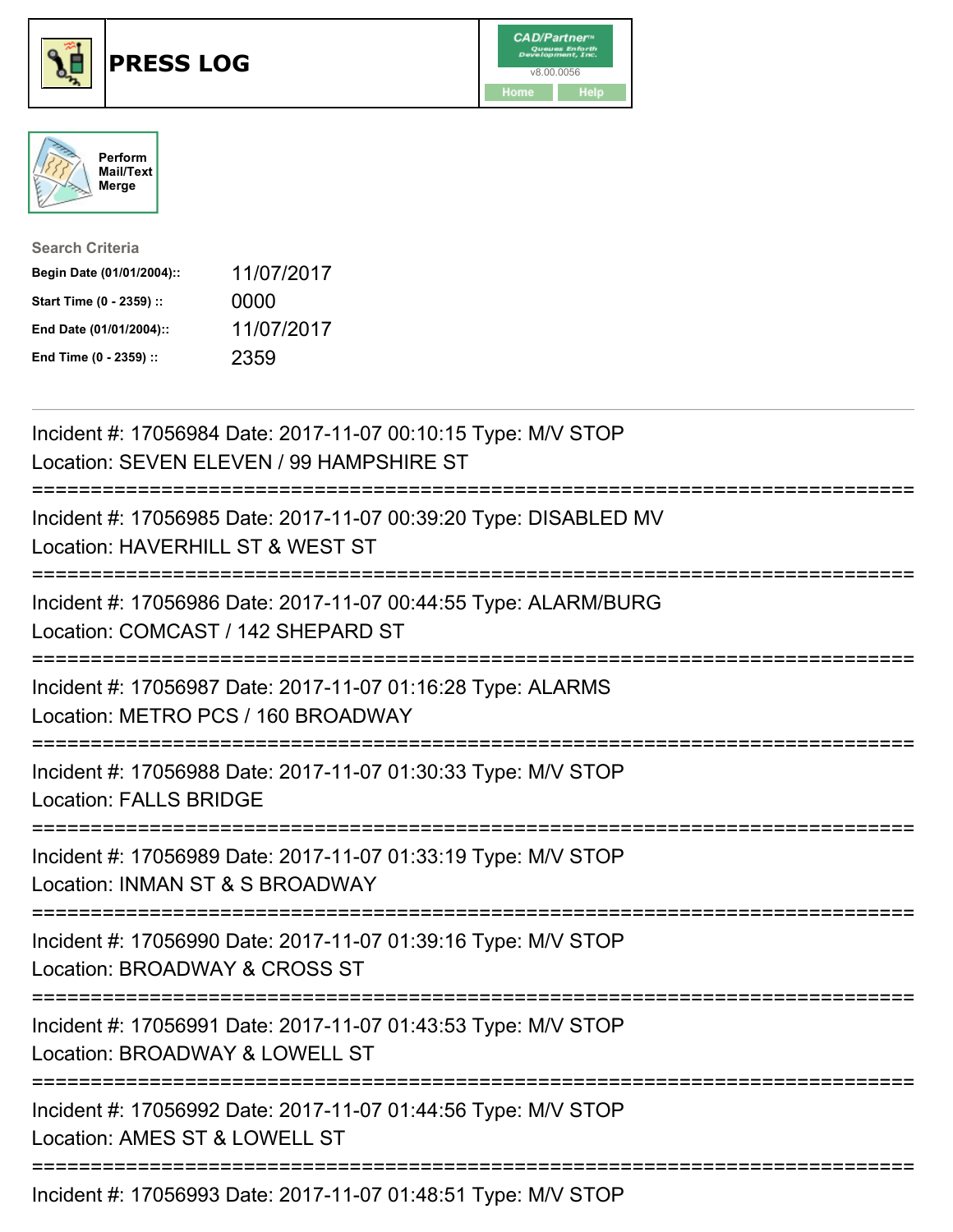# PRESS LOG

CAD/Partner™ Queues Enforth Development, Inc.
v8.00.0056

Home Help

Perform Mail/Text Merge

**Search Criteria**

| | |
|---|---|
| **Begin Date (01/01/2004)::** | 11/07/2017 |
| **Start Time (0 - 2359) ::** | 0000 |
| **End Date (01/01/2004)::** | 11/07/2017 |
| **End Time (0 - 2359) ::** | 2359 |

---

Incident #: 17056984 Date: 2017-11-07 00:10:15 Type: M/V STOP
Location: SEVEN ELEVEN / 99 HAMPSHIRE ST

===========================================================================

Incident #: 17056985 Date: 2017-11-07 00:39:20 Type: DISABLED MV
Location: HAVERHILL ST & WEST ST

===========================================================================

Incident #: 17056986 Date: 2017-11-07 00:44:55 Type: ALARM/BURG
Location: COMCAST / 142 SHEPARD ST

===========================================================================

Incident #: 17056987 Date: 2017-11-07 01:16:28 Type: ALARMS
Location: METRO PCS / 160 BROADWAY

===========================================================================

Incident #: 17056988 Date: 2017-11-07 01:30:33 Type: M/V STOP
Location: FALLS BRIDGE

===========================================================================

Incident #: 17056989 Date: 2017-11-07 01:33:19 Type: M/V STOP
Location: INMAN ST & S BROADWAY

===========================================================================

Incident #: 17056990 Date: 2017-11-07 01:39:16 Type: M/V STOP
Location: BROADWAY & CROSS ST

===========================================================================

Incident #: 17056991 Date: 2017-11-07 01:43:53 Type: M/V STOP
Location: BROADWAY & LOWELL ST

===========================================================================

Incident #: 17056992 Date: 2017-11-07 01:44:56 Type: M/V STOP
Location: AMES ST & LOWELL ST

===========================================================================

Incident #: 17056993 Date: 2017-11-07 01:48:51 Type: M/V STOP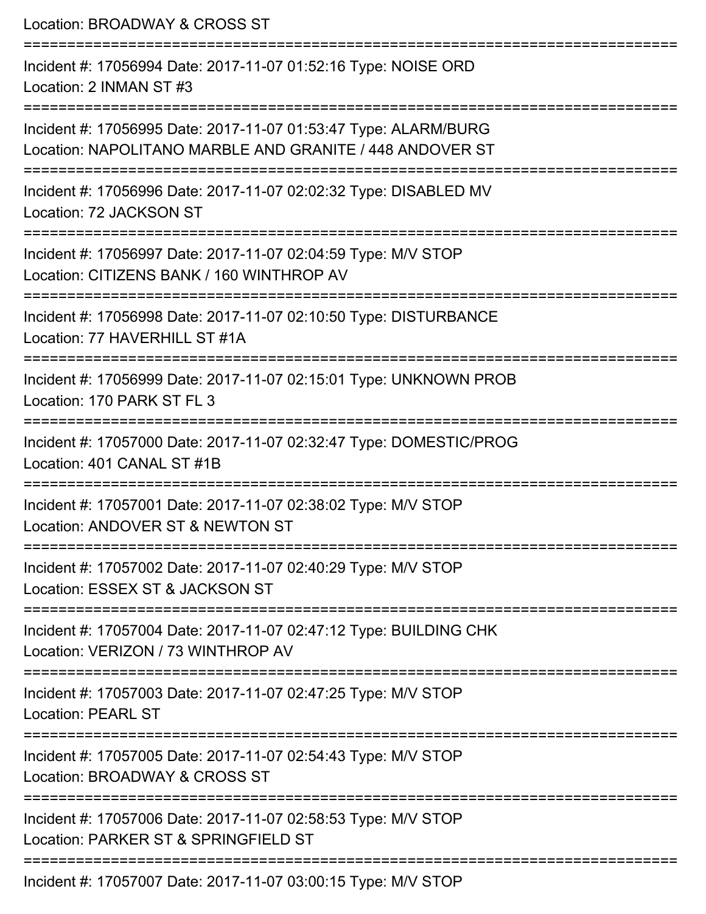Location: BROADWAY & CROSS ST

===========================================================================

Incident #: 17056994 Date: 2017-11-07 01:52:16 Type: NOISE ORD
Location: 2 INMAN ST #3

===========================================================================

Incident #: 17056995 Date: 2017-11-07 01:53:47 Type: ALARM/BURG
Location: NAPOLITANO MARBLE AND GRANITE / 448 ANDOVER ST

===========================================================================

Incident #: 17056996 Date: 2017-11-07 02:02:32 Type: DISABLED MV
Location: 72 JACKSON ST

===========================================================================

Incident #: 17056997 Date: 2017-11-07 02:04:59 Type: M/V STOP
Location: CITIZENS BANK / 160 WINTHROP AV

===========================================================================

Incident #: 17056998 Date: 2017-11-07 02:10:50 Type: DISTURBANCE
Location: 77 HAVERHILL ST #1A

===========================================================================

Incident #: 17056999 Date: 2017-11-07 02:15:01 Type: UNKNOWN PROB
Location: 170 PARK ST FL 3

===========================================================================

Incident #: 17057000 Date: 2017-11-07 02:32:47 Type: DOMESTIC/PROG
Location: 401 CANAL ST #1B

===========================================================================

Incident #: 17057001 Date: 2017-11-07 02:38:02 Type: M/V STOP
Location: ANDOVER ST & NEWTON ST

===========================================================================

Incident #: 17057002 Date: 2017-11-07 02:40:29 Type: M/V STOP
Location: ESSEX ST & JACKSON ST

===========================================================================

Incident #: 17057004 Date: 2017-11-07 02:47:12 Type: BUILDING CHK
Location: VERIZON / 73 WINTHROP AV

===========================================================================

Incident #: 17057003 Date: 2017-11-07 02:47:25 Type: M/V STOP
Location: PEARL ST

===========================================================================

Incident #: 17057005 Date: 2017-11-07 02:54:43 Type: M/V STOP
Location: BROADWAY & CROSS ST

===========================================================================

Incident #: 17057006 Date: 2017-11-07 02:58:53 Type: M/V STOP
Location: PARKER ST & SPRINGFIELD ST

===========================================================================

Incident #: 17057007 Date: 2017-11-07 03:00:15 Type: M/V STOP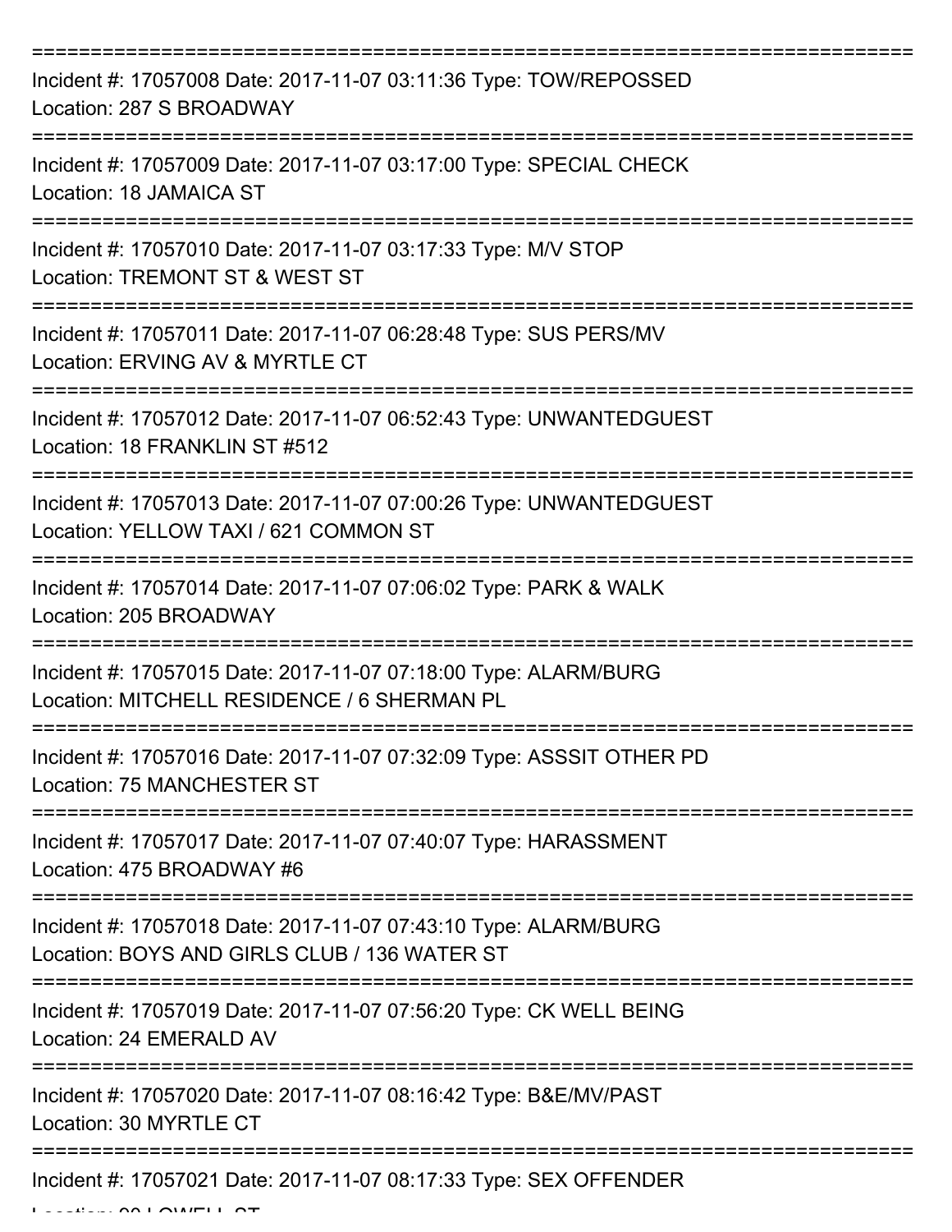===========================================================================
Incident #: 17057008 Date: 2017-11-07 03:11:36 Type: TOW/REPOSSED
Location: 287 S BROADWAY
===========================================================================
Incident #: 17057009 Date: 2017-11-07 03:17:00 Type: SPECIAL CHECK
Location: 18 JAMAICA ST
===========================================================================
Incident #: 17057010 Date: 2017-11-07 03:17:33 Type: M/V STOP
Location: TREMONT ST & WEST ST
===========================================================================
Incident #: 17057011 Date: 2017-11-07 06:28:48 Type: SUS PERS/MV
Location: ERVING AV & MYRTLE CT
===========================================================================
Incident #: 17057012 Date: 2017-11-07 06:52:43 Type: UNWANTEDGUEST
Location: 18 FRANKLIN ST #512
===========================================================================
Incident #: 17057013 Date: 2017-11-07 07:00:26 Type: UNWANTEDGUEST
Location: YELLOW TAXI / 621 COMMON ST
===========================================================================
Incident #: 17057014 Date: 2017-11-07 07:06:02 Type: PARK & WALK
Location: 205 BROADWAY
===========================================================================
Incident #: 17057015 Date: 2017-11-07 07:18:00 Type: ALARM/BURG
Location: MITCHELL RESIDENCE / 6 SHERMAN PL
===========================================================================
Incident #: 17057016 Date: 2017-11-07 07:32:09 Type: ASSSIT OTHER PD
Location: 75 MANCHESTER ST
===========================================================================
Incident #: 17057017 Date: 2017-11-07 07:40:07 Type: HARASSMENT
Location: 475 BROADWAY #6
===========================================================================
Incident #: 17057018 Date: 2017-11-07 07:43:10 Type: ALARM/BURG
Location: BOYS AND GIRLS CLUB / 136 WATER ST
===========================================================================
Incident #: 17057019 Date: 2017-11-07 07:56:20 Type: CK WELL BEING
Location: 24 EMERALD AV
===========================================================================
Incident #: 17057020 Date: 2017-11-07 08:16:42 Type: B&E/MV/PAST
Location: 30 MYRTLE CT
===========================================================================
Incident #: 17057021 Date: 2017-11-07 08:17:33 Type: SEX OFFENDER
Location: 90 LOWELL ST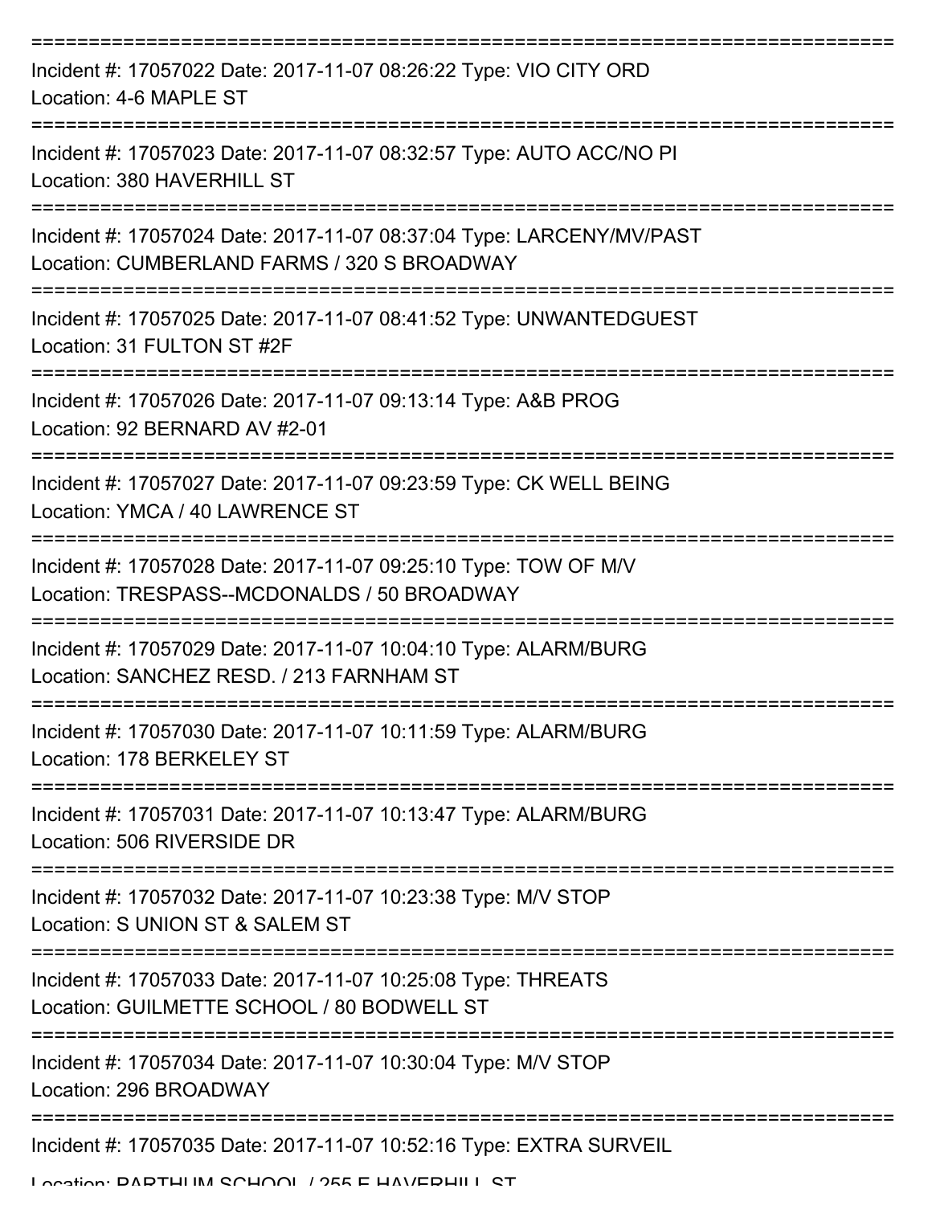===========================================================================
Incident #: 17057022 Date: 2017-11-07 08:26:22 Type: VIO CITY ORD
Location: 4-6 MAPLE ST
===========================================================================
Incident #: 17057023 Date: 2017-11-07 08:32:57 Type: AUTO ACC/NO PI
Location: 380 HAVERHILL ST
===========================================================================
Incident #: 17057024 Date: 2017-11-07 08:37:04 Type: LARCENY/MV/PAST
Location: CUMBERLAND FARMS / 320 S BROADWAY
===========================================================================
Incident #: 17057025 Date: 2017-11-07 08:41:52 Type: UNWANTEDGUEST
Location: 31 FULTON ST #2F
===========================================================================
Incident #: 17057026 Date: 2017-11-07 09:13:14 Type: A&B PROG
Location: 92 BERNARD AV #2-01
===========================================================================
Incident #: 17057027 Date: 2017-11-07 09:23:59 Type: CK WELL BEING
Location: YMCA / 40 LAWRENCE ST
===========================================================================
Incident #: 17057028 Date: 2017-11-07 09:25:10 Type: TOW OF M/V
Location: TRESPASS--MCDONALDS / 50 BROADWAY
===========================================================================
Incident #: 17057029 Date: 2017-11-07 10:04:10 Type: ALARM/BURG
Location: SANCHEZ RESD. / 213 FARNHAM ST
===========================================================================
Incident #: 17057030 Date: 2017-11-07 10:11:59 Type: ALARM/BURG
Location: 178 BERKELEY ST
===========================================================================
Incident #: 17057031 Date: 2017-11-07 10:13:47 Type: ALARM/BURG
Location: 506 RIVERSIDE DR
===========================================================================
Incident #: 17057032 Date: 2017-11-07 10:23:38 Type: M/V STOP
Location: S UNION ST & SALEM ST
===========================================================================
Incident #: 17057033 Date: 2017-11-07 10:25:08 Type: THREATS
Location: GUILMETTE SCHOOL / 80 BODWELL ST
===========================================================================
Incident #: 17057034 Date: 2017-11-07 10:30:04 Type: M/V STOP
Location: 296 BROADWAY
===========================================================================
Incident #: 17057035 Date: 2017-11-07 10:52:16 Type: EXTRA SURVEIL
Location: PARTHUM SCHOOL / 255 E HAVERHILL ST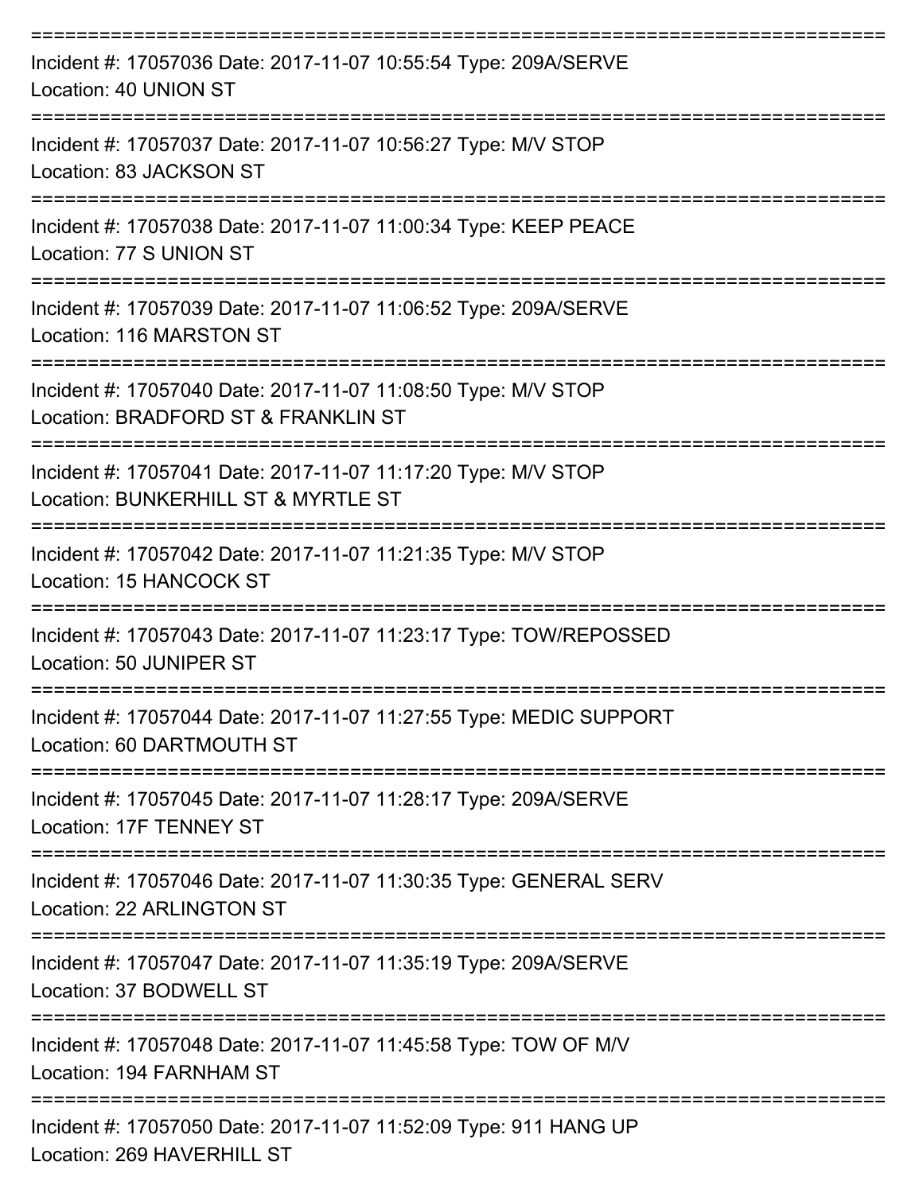===========================================================================

Incident #: 17057036 Date: 2017-11-07 10:55:54 Type: 209A/SERVE
Location: 40 UNION ST

===========================================================================

Incident #: 17057037 Date: 2017-11-07 10:56:27 Type: M/V STOP
Location: 83 JACKSON ST

===========================================================================

Incident #: 17057038 Date: 2017-11-07 11:00:34 Type: KEEP PEACE
Location: 77 S UNION ST

===========================================================================

Incident #: 17057039 Date: 2017-11-07 11:06:52 Type: 209A/SERVE
Location: 116 MARSTON ST

===========================================================================

Incident #: 17057040 Date: 2017-11-07 11:08:50 Type: M/V STOP
Location: BRADFORD ST & FRANKLIN ST

===========================================================================

Incident #: 17057041 Date: 2017-11-07 11:17:20 Type: M/V STOP
Location: BUNKERHILL ST & MYRTLE ST

===========================================================================

Incident #: 17057042 Date: 2017-11-07 11:21:35 Type: M/V STOP
Location: 15 HANCOCK ST

===========================================================================

Incident #: 17057043 Date: 2017-11-07 11:23:17 Type: TOW/REPOSSED
Location: 50 JUNIPER ST

===========================================================================

Incident #: 17057044 Date: 2017-11-07 11:27:55 Type: MEDIC SUPPORT
Location: 60 DARTMOUTH ST

===========================================================================

Incident #: 17057045 Date: 2017-11-07 11:28:17 Type: 209A/SERVE
Location: 17F TENNEY ST

===========================================================================

Incident #: 17057046 Date: 2017-11-07 11:30:35 Type: GENERAL SERV
Location: 22 ARLINGTON ST

===========================================================================

Incident #: 17057047 Date: 2017-11-07 11:35:19 Type: 209A/SERVE
Location: 37 BODWELL ST

===========================================================================

Incident #: 17057048 Date: 2017-11-07 11:45:58 Type: TOW OF M/V
Location: 194 FARNHAM ST

===========================================================================

Incident #: 17057050 Date: 2017-11-07 11:52:09 Type: 911 HANG UP
Location: 269 HAVERHILL ST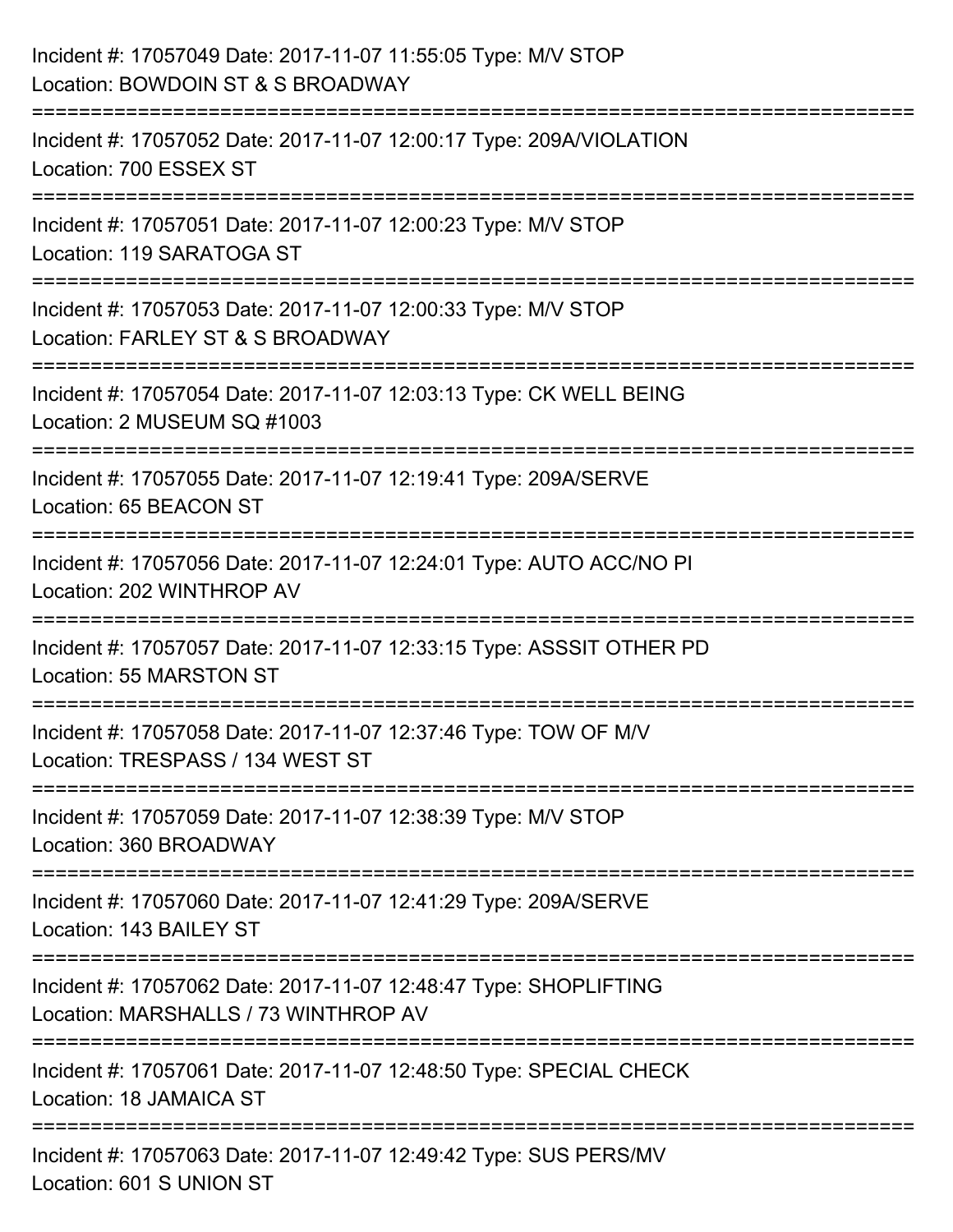Incident #: 17057049 Date: 2017-11-07 11:55:05 Type: M/V STOP
Location: BOWDOIN ST & S BROADWAY

===========================================================================

Incident #: 17057052 Date: 2017-11-07 12:00:17 Type: 209A/VIOLATION
Location: 700 ESSEX ST

===========================================================================

Incident #: 17057051 Date: 2017-11-07 12:00:23 Type: M/V STOP
Location: 119 SARATOGA ST

===========================================================================

Incident #: 17057053 Date: 2017-11-07 12:00:33 Type: M/V STOP
Location: FARLEY ST & S BROADWAY

===========================================================================

Incident #: 17057054 Date: 2017-11-07 12:03:13 Type: CK WELL BEING
Location: 2 MUSEUM SQ #1003

===========================================================================

Incident #: 17057055 Date: 2017-11-07 12:19:41 Type: 209A/SERVE
Location: 65 BEACON ST

===========================================================================

Incident #: 17057056 Date: 2017-11-07 12:24:01 Type: AUTO ACC/NO PI
Location: 202 WINTHROP AV

===========================================================================

Incident #: 17057057 Date: 2017-11-07 12:33:15 Type: ASSSIT OTHER PD
Location: 55 MARSTON ST

===========================================================================

Incident #: 17057058 Date: 2017-11-07 12:37:46 Type: TOW OF M/V
Location: TRESPASS / 134 WEST ST

===========================================================================

Incident #: 17057059 Date: 2017-11-07 12:38:39 Type: M/V STOP
Location: 360 BROADWAY

===========================================================================

Incident #: 17057060 Date: 2017-11-07 12:41:29 Type: 209A/SERVE
Location: 143 BAILEY ST

===========================================================================

Incident #: 17057062 Date: 2017-11-07 12:48:47 Type: SHOPLIFTING
Location: MARSHALLS / 73 WINTHROP AV

===========================================================================

Incident #: 17057061 Date: 2017-11-07 12:48:50 Type: SPECIAL CHECK
Location: 18 JAMAICA ST

===========================================================================

Incident #: 17057063 Date: 2017-11-07 12:49:42 Type: SUS PERS/MV
Location: 601 S UNION ST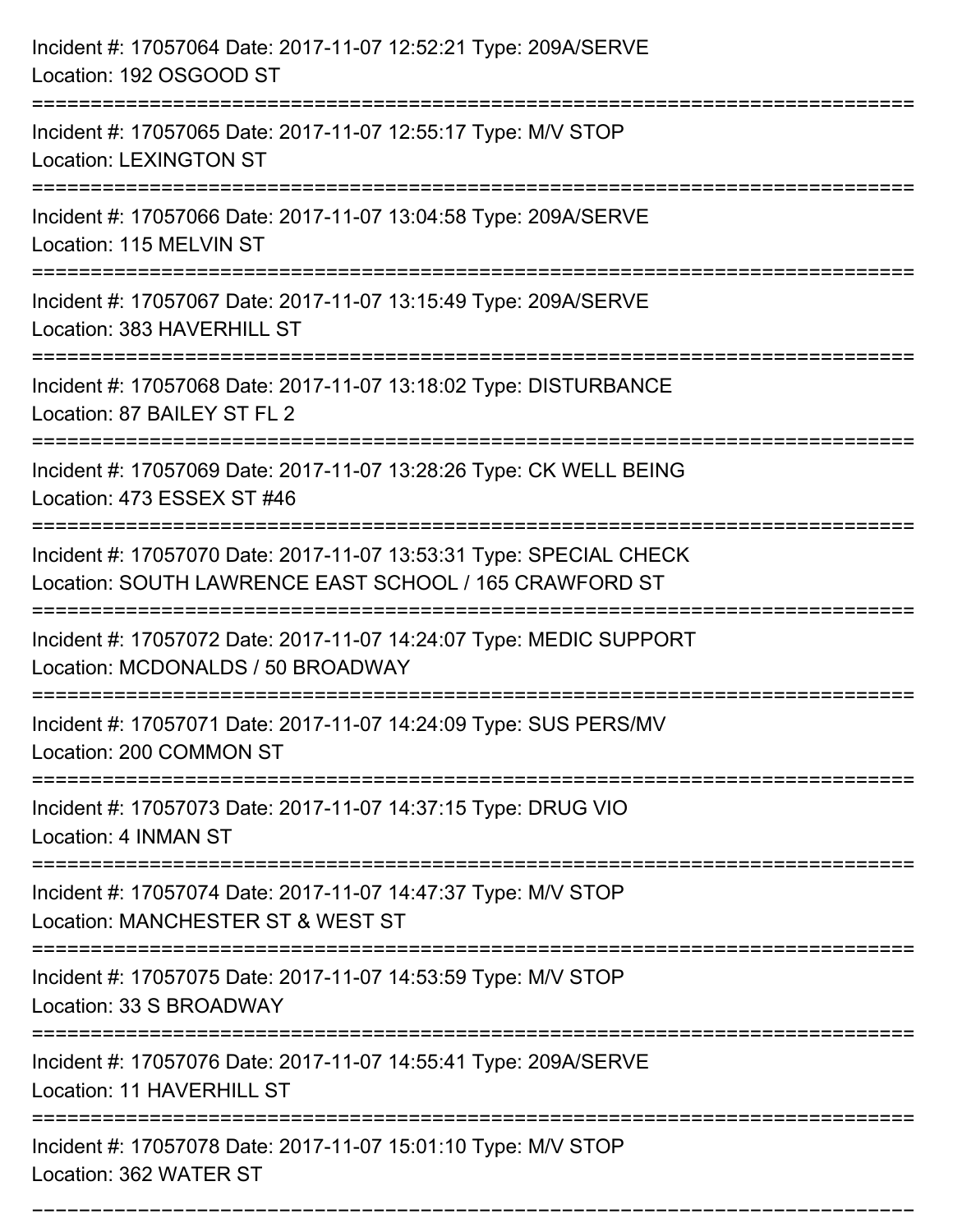Incident #: 17057064 Date: 2017-11-07 12:52:21 Type: 209A/SERVE
Location: 192 OSGOOD ST

===========================================================================

Incident #: 17057065 Date: 2017-11-07 12:55:17 Type: M/V STOP
Location: LEXINGTON ST

===========================================================================

Incident #: 17057066 Date: 2017-11-07 13:04:58 Type: 209A/SERVE
Location: 115 MELVIN ST

===========================================================================

Incident #: 17057067 Date: 2017-11-07 13:15:49 Type: 209A/SERVE
Location: 383 HAVERHILL ST

===========================================================================

Incident #: 17057068 Date: 2017-11-07 13:18:02 Type: DISTURBANCE
Location: 87 BAILEY ST FL 2

===========================================================================

Incident #: 17057069 Date: 2017-11-07 13:28:26 Type: CK WELL BEING
Location: 473 ESSEX ST #46

===========================================================================

Incident #: 17057070 Date: 2017-11-07 13:53:31 Type: SPECIAL CHECK
Location: SOUTH LAWRENCE EAST SCHOOL / 165 CRAWFORD ST

===========================================================================

Incident #: 17057072 Date: 2017-11-07 14:24:07 Type: MEDIC SUPPORT
Location: MCDONALDS / 50 BROADWAY

===========================================================================

Incident #: 17057071 Date: 2017-11-07 14:24:09 Type: SUS PERS/MV
Location: 200 COMMON ST

===========================================================================

Incident #: 17057073 Date: 2017-11-07 14:37:15 Type: DRUG VIO
Location: 4 INMAN ST

===========================================================================

Incident #: 17057074 Date: 2017-11-07 14:47:37 Type: M/V STOP
Location: MANCHESTER ST & WEST ST

===========================================================================

Incident #: 17057075 Date: 2017-11-07 14:53:59 Type: M/V STOP
Location: 33 S BROADWAY

===========================================================================

Incident #: 17057076 Date: 2017-11-07 14:55:41 Type: 209A/SERVE
Location: 11 HAVERHILL ST

===========================================================================

Incident #: 17057078 Date: 2017-11-07 15:01:10 Type: M/V STOP
Location: 362 WATER ST

===========================================================================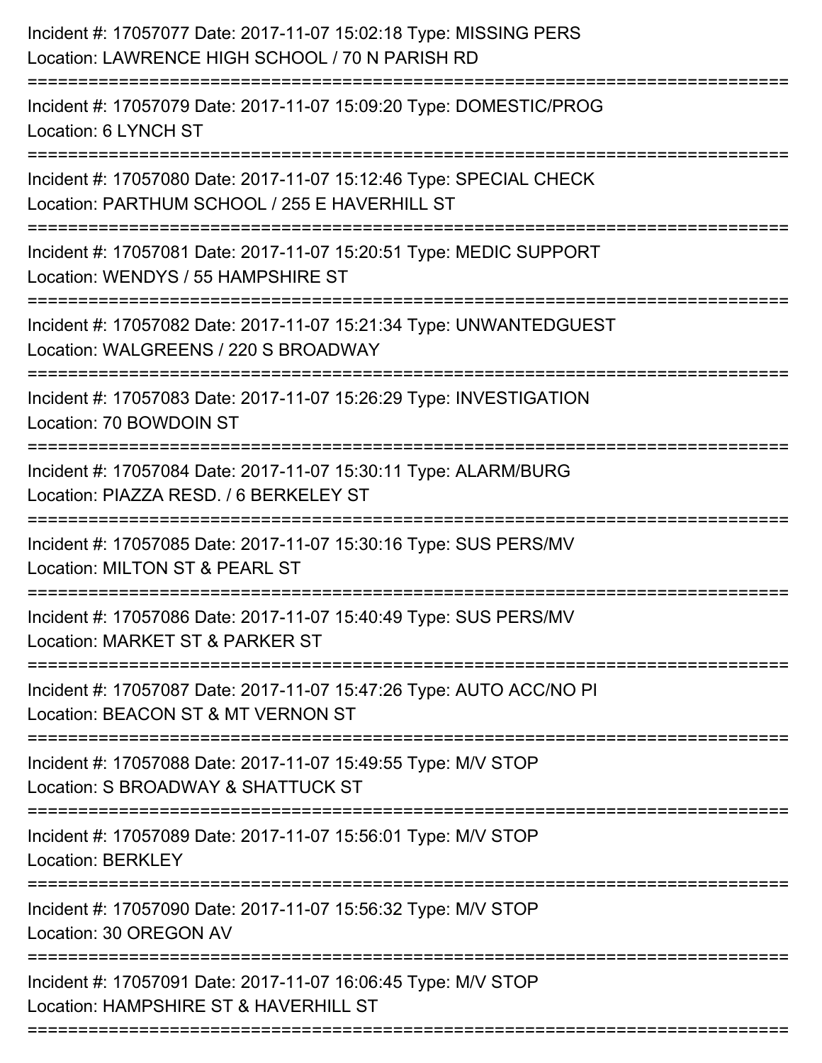Incident #: 17057077 Date: 2017-11-07 15:02:18 Type: MISSING PERS
Location: LAWRENCE HIGH SCHOOL / 70 N PARISH RD

===========================================================================

Incident #: 17057079 Date: 2017-11-07 15:09:20 Type: DOMESTIC/PROG
Location: 6 LYNCH ST

===========================================================================

Incident #: 17057080 Date: 2017-11-07 15:12:46 Type: SPECIAL CHECK
Location: PARTHUM SCHOOL / 255 E HAVERHILL ST

===========================================================================

Incident #: 17057081 Date: 2017-11-07 15:20:51 Type: MEDIC SUPPORT
Location: WENDYS / 55 HAMPSHIRE ST

===========================================================================

Incident #: 17057082 Date: 2017-11-07 15:21:34 Type: UNWANTEDGUEST
Location: WALGREENS / 220 S BROADWAY

===========================================================================

Incident #: 17057083 Date: 2017-11-07 15:26:29 Type: INVESTIGATION
Location: 70 BOWDOIN ST

===========================================================================

Incident #: 17057084 Date: 2017-11-07 15:30:11 Type: ALARM/BURG
Location: PIAZZA RESD. / 6 BERKELEY ST

===========================================================================

Incident #: 17057085 Date: 2017-11-07 15:30:16 Type: SUS PERS/MV
Location: MILTON ST & PEARL ST

===========================================================================

Incident #: 17057086 Date: 2017-11-07 15:40:49 Type: SUS PERS/MV
Location: MARKET ST & PARKER ST

===========================================================================

Incident #: 17057087 Date: 2017-11-07 15:47:26 Type: AUTO ACC/NO PI
Location: BEACON ST & MT VERNON ST

===========================================================================

Incident #: 17057088 Date: 2017-11-07 15:49:55 Type: M/V STOP
Location: S BROADWAY & SHATTUCK ST

===========================================================================

Incident #: 17057089 Date: 2017-11-07 15:56:01 Type: M/V STOP
Location: BERKLEY

===========================================================================

Incident #: 17057090 Date: 2017-11-07 15:56:32 Type: M/V STOP
Location: 30 OREGON AV

===========================================================================

Incident #: 17057091 Date: 2017-11-07 16:06:45 Type: M/V STOP
Location: HAMPSHIRE ST & HAVERHILL ST

===========================================================================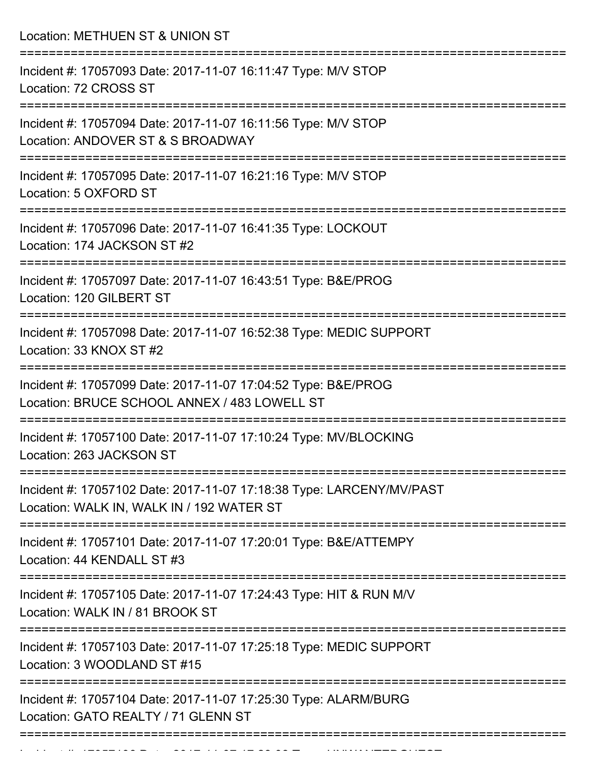Location: METHUEN ST & UNION ST

===========================================================================

Incident #: 17057093 Date: 2017-11-07 16:11:47 Type: M/V STOP
Location: 72 CROSS ST

===========================================================================

Incident #: 17057094 Date: 2017-11-07 16:11:56 Type: M/V STOP
Location: ANDOVER ST & S BROADWAY

===========================================================================

Incident #: 17057095 Date: 2017-11-07 16:21:16 Type: M/V STOP
Location: 5 OXFORD ST

===========================================================================

Incident #: 17057096 Date: 2017-11-07 16:41:35 Type: LOCKOUT
Location: 174 JACKSON ST #2

===========================================================================

Incident #: 17057097 Date: 2017-11-07 16:43:51 Type: B&E/PROG
Location: 120 GILBERT ST

===========================================================================

Incident #: 17057098 Date: 2017-11-07 16:52:38 Type: MEDIC SUPPORT
Location: 33 KNOX ST #2

===========================================================================

Incident #: 17057099 Date: 2017-11-07 17:04:52 Type: B&E/PROG
Location: BRUCE SCHOOL ANNEX / 483 LOWELL ST

===========================================================================

Incident #: 17057100 Date: 2017-11-07 17:10:24 Type: MV/BLOCKING
Location: 263 JACKSON ST

===========================================================================

Incident #: 17057102 Date: 2017-11-07 17:18:38 Type: LARCENY/MV/PAST
Location: WALK IN, WALK IN / 192 WATER ST

===========================================================================

Incident #: 17057101 Date: 2017-11-07 17:20:01 Type: B&E/ATTEMPY
Location: 44 KENDALL ST #3

===========================================================================

Incident #: 17057105 Date: 2017-11-07 17:24:43 Type: HIT & RUN M/V
Location: WALK IN / 81 BROOK ST

===========================================================================

Incident #: 17057103 Date: 2017-11-07 17:25:18 Type: MEDIC SUPPORT
Location: 3 WOODLAND ST #15

===========================================================================

Incident #: 17057104 Date: 2017-11-07 17:25:30 Type: ALARM/BURG
Location: GATO REALTY / 71 GLENN ST

===========================================================================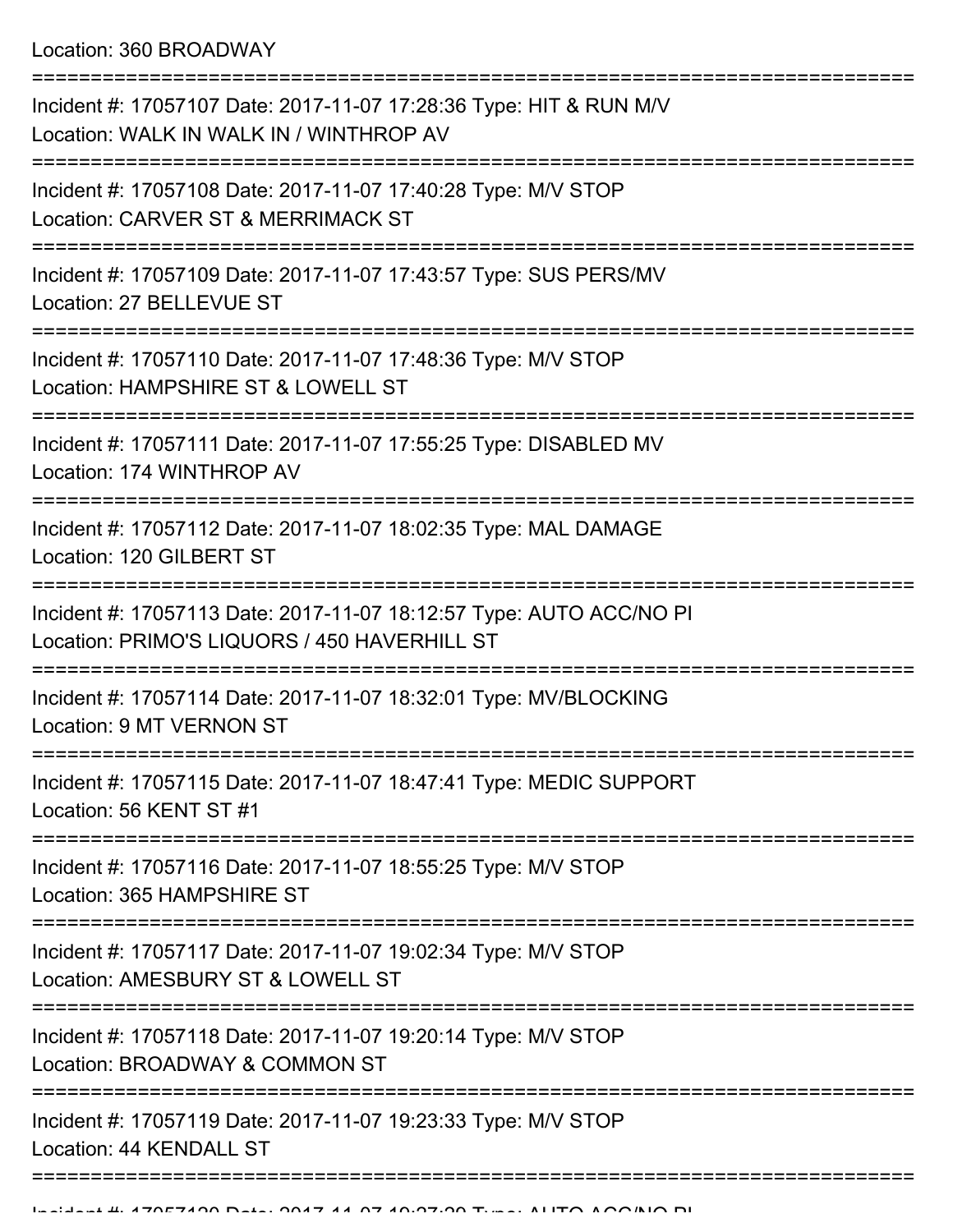Location: 360 BROADWAY

===========================================================================

Incident #: 17057107 Date: 2017-11-07 17:28:36 Type: HIT & RUN M/V
Location: WALK IN WALK IN / WINTHROP AV

===========================================================================

Incident #: 17057108 Date: 2017-11-07 17:40:28 Type: M/V STOP
Location: CARVER ST & MERRIMACK ST

===========================================================================

Incident #: 17057109 Date: 2017-11-07 17:43:57 Type: SUS PERS/MV
Location: 27 BELLEVUE ST

===========================================================================

Incident #: 17057110 Date: 2017-11-07 17:48:36 Type: M/V STOP
Location: HAMPSHIRE ST & LOWELL ST

===========================================================================

Incident #: 17057111 Date: 2017-11-07 17:55:25 Type: DISABLED MV
Location: 174 WINTHROP AV

===========================================================================

Incident #: 17057112 Date: 2017-11-07 18:02:35 Type: MAL DAMAGE
Location: 120 GILBERT ST

===========================================================================

Incident #: 17057113 Date: 2017-11-07 18:12:57 Type: AUTO ACC/NO PI
Location: PRIMO'S LIQUORS / 450 HAVERHILL ST

===========================================================================

Incident #: 17057114 Date: 2017-11-07 18:32:01 Type: MV/BLOCKING
Location: 9 MT VERNON ST

===========================================================================

Incident #: 17057115 Date: 2017-11-07 18:47:41 Type: MEDIC SUPPORT
Location: 56 KENT ST #1

===========================================================================

Incident #: 17057116 Date: 2017-11-07 18:55:25 Type: M/V STOP
Location: 365 HAMPSHIRE ST

===========================================================================

Incident #: 17057117 Date: 2017-11-07 19:02:34 Type: M/V STOP
Location: AMESBURY ST & LOWELL ST

===========================================================================

Incident #: 17057118 Date: 2017-11-07 19:20:14 Type: M/V STOP
Location: BROADWAY & COMMON ST

===========================================================================

Incident #: 17057119 Date: 2017-11-07 19:23:33 Type: M/V STOP
Location: 44 KENDALL ST

===========================================================================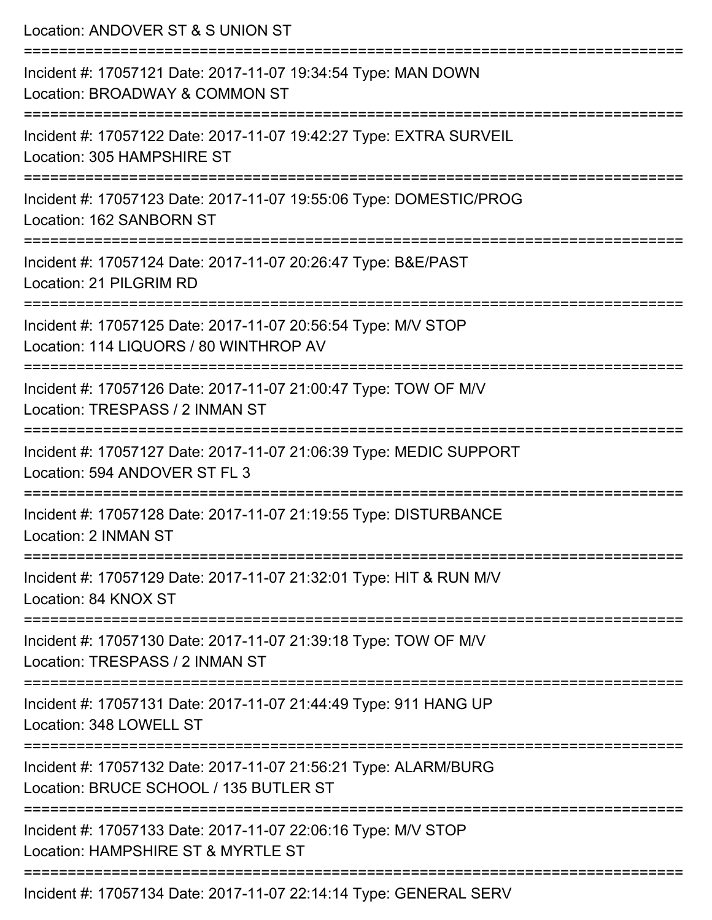Location: ANDOVER ST & S UNION ST

===========================================================================

Incident #: 17057121 Date: 2017-11-07 19:34:54 Type: MAN DOWN
Location: BROADWAY & COMMON ST

===========================================================================

Incident #: 17057122 Date: 2017-11-07 19:42:27 Type: EXTRA SURVEIL
Location: 305 HAMPSHIRE ST

===========================================================================

Incident #: 17057123 Date: 2017-11-07 19:55:06 Type: DOMESTIC/PROG
Location: 162 SANBORN ST

===========================================================================

Incident #: 17057124 Date: 2017-11-07 20:26:47 Type: B&E/PAST
Location: 21 PILGRIM RD

===========================================================================

Incident #: 17057125 Date: 2017-11-07 20:56:54 Type: M/V STOP
Location: 114 LIQUORS / 80 WINTHROP AV

===========================================================================

Incident #: 17057126 Date: 2017-11-07 21:00:47 Type: TOW OF M/V
Location: TRESPASS / 2 INMAN ST

===========================================================================

Incident #: 17057127 Date: 2017-11-07 21:06:39 Type: MEDIC SUPPORT
Location: 594 ANDOVER ST FL 3

===========================================================================

Incident #: 17057128 Date: 2017-11-07 21:19:55 Type: DISTURBANCE
Location: 2 INMAN ST

===========================================================================

Incident #: 17057129 Date: 2017-11-07 21:32:01 Type: HIT & RUN M/V
Location: 84 KNOX ST

===========================================================================

Incident #: 17057130 Date: 2017-11-07 21:39:18 Type: TOW OF M/V
Location: TRESPASS / 2 INMAN ST

===========================================================================

Incident #: 17057131 Date: 2017-11-07 21:44:49 Type: 911 HANG UP
Location: 348 LOWELL ST

===========================================================================

Incident #: 17057132 Date: 2017-11-07 21:56:21 Type: ALARM/BURG
Location: BRUCE SCHOOL / 135 BUTLER ST

===========================================================================

Incident #: 17057133 Date: 2017-11-07 22:06:16 Type: M/V STOP
Location: HAMPSHIRE ST & MYRTLE ST

===========================================================================

Incident #: 17057134 Date: 2017-11-07 22:14:14 Type: GENERAL SERV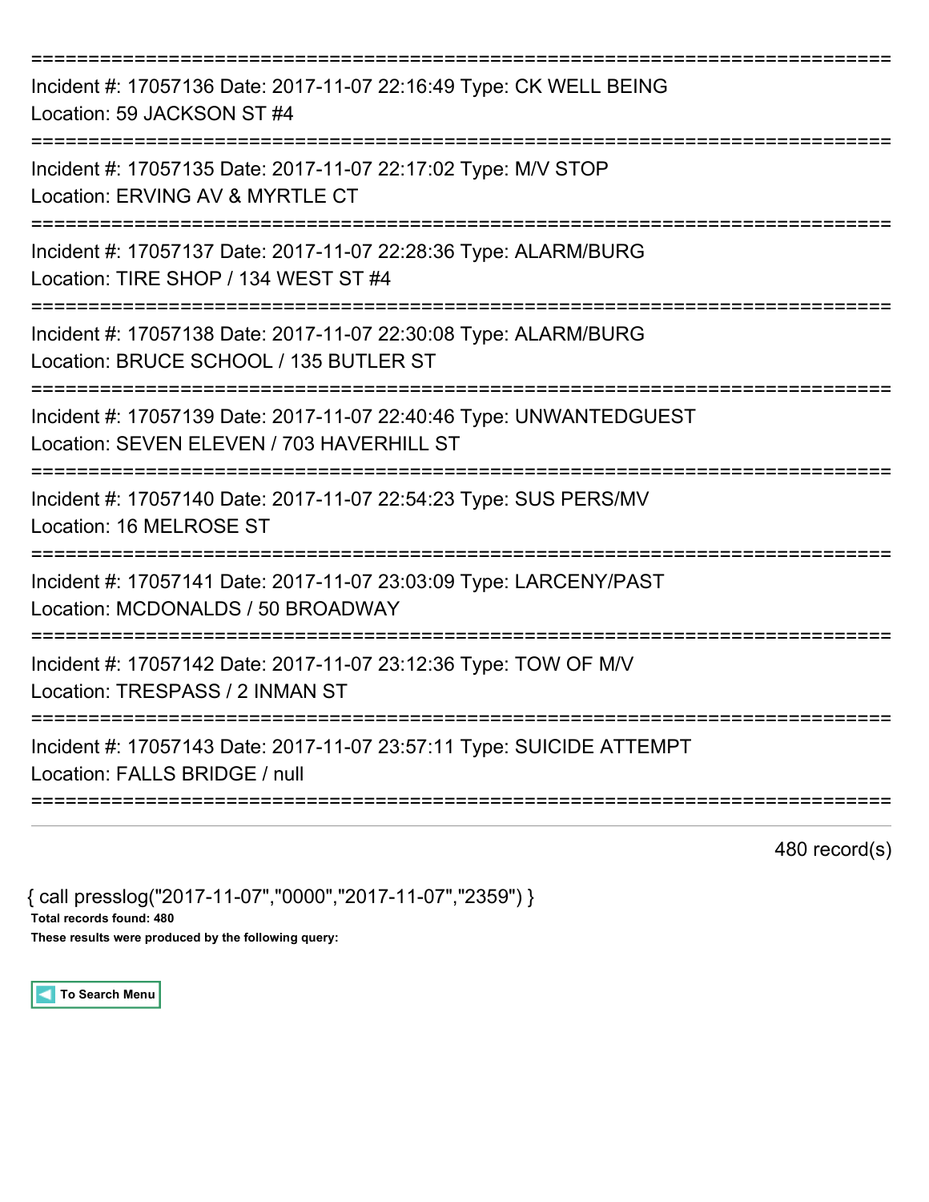===========================================================================

Incident #: 17057136 Date: 2017-11-07 22:16:49 Type: CK WELL BEING

Location: 59 JACKSON ST #4

===========================================================================

Incident #: 17057135 Date: 2017-11-07 22:17:02 Type: M/V STOP

Location: ERVING AV & MYRTLE CT

===========================================================================

Incident #: 17057137 Date: 2017-11-07 22:28:36 Type: ALARM/BURG

Location: TIRE SHOP / 134 WEST ST #4

===========================================================================

Incident #: 17057138 Date: 2017-11-07 22:30:08 Type: ALARM/BURG

Location: BRUCE SCHOOL / 135 BUTLER ST

===========================================================================

Incident #: 17057139 Date: 2017-11-07 22:40:46 Type: UNWANTEDGUEST

Location: SEVEN ELEVEN / 703 HAVERHILL ST

===========================================================================

Incident #: 17057140 Date: 2017-11-07 22:54:23 Type: SUS PERS/MV

Location: 16 MELROSE ST

===========================================================================

Incident #: 17057141 Date: 2017-11-07 23:03:09 Type: LARCENY/PAST

Location: MCDONALDS / 50 BROADWAY

===========================================================================

Incident #: 17057142 Date: 2017-11-07 23:12:36 Type: TOW OF M/V

Location: TRESPASS / 2 INMAN ST

===========================================================================

Incident #: 17057143 Date: 2017-11-07 23:57:11 Type: SUICIDE ATTEMPT

Location: FALLS BRIDGE / null

===========================================================================

480 record(s)

{ call presslog("2017-11-07","0000","2017-11-07","2359") }

**Total records found: 480**

**These results were produced by the following query:**

To Search Menu